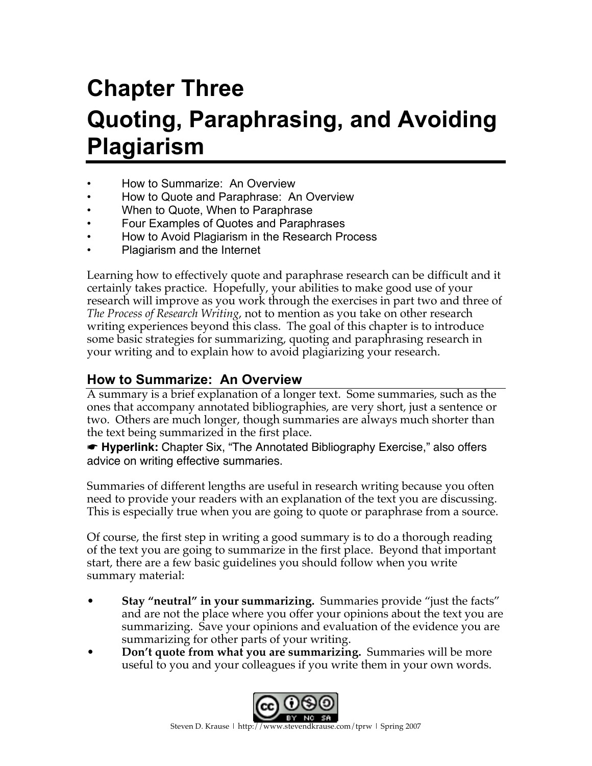# Chapter Three
# Quoting, Paraphrasing, and Avoiding Plagiarism

- How to Summarize: An Overview
- How to Quote and Paraphrase: An Overview
- When to Quote, When to Paraphrase
- Four Examples of Quotes and Paraphrases
- How to Avoid Plagiarism in the Research Process
- Plagiarism and the Internet

Learning how to effectively quote and paraphrase research can be difficult and it certainly takes practice. Hopefully, your abilities to make good use of your research will improve as you work through the exercises in part two and three of *The Process of Research Writing*, not to mention as you take on other research writing experiences beyond this class. The goal of this chapter is to introduce some basic strategies for summarizing, quoting and paraphrasing research in your writing and to explain how to avoid plagiarizing your research.

## How to Summarize: An Overview

A summary is a brief explanation of a longer text. Some summaries, such as the ones that accompany annotated bibliographies, are very short, just a sentence or two. Others are much longer, though summaries are always much shorter than the text being summarized in the first place.

☛ **Hyperlink:** Chapter Six, "The Annotated Bibliography Exercise," also offers advice on writing effective summaries.

Summaries of different lengths are useful in research writing because you often need to provide your readers with an explanation of the text you are discussing. This is especially true when you are going to quote or paraphrase from a source.

Of course, the first step in writing a good summary is to do a thorough reading of the text you are going to summarize in the first place. Beyond that important start, there are a few basic guidelines you should follow when you write summary material:

- **Stay "neutral" in your summarizing.** Summaries provide "just the facts" and are not the place where you offer your opinions about the text you are summarizing. Save your opinions and evaluation of the evidence you are summarizing for other parts of your writing.
- **Don't quote from what you are summarizing.** Summaries will be more useful to you and your colleagues if you write them in your own words.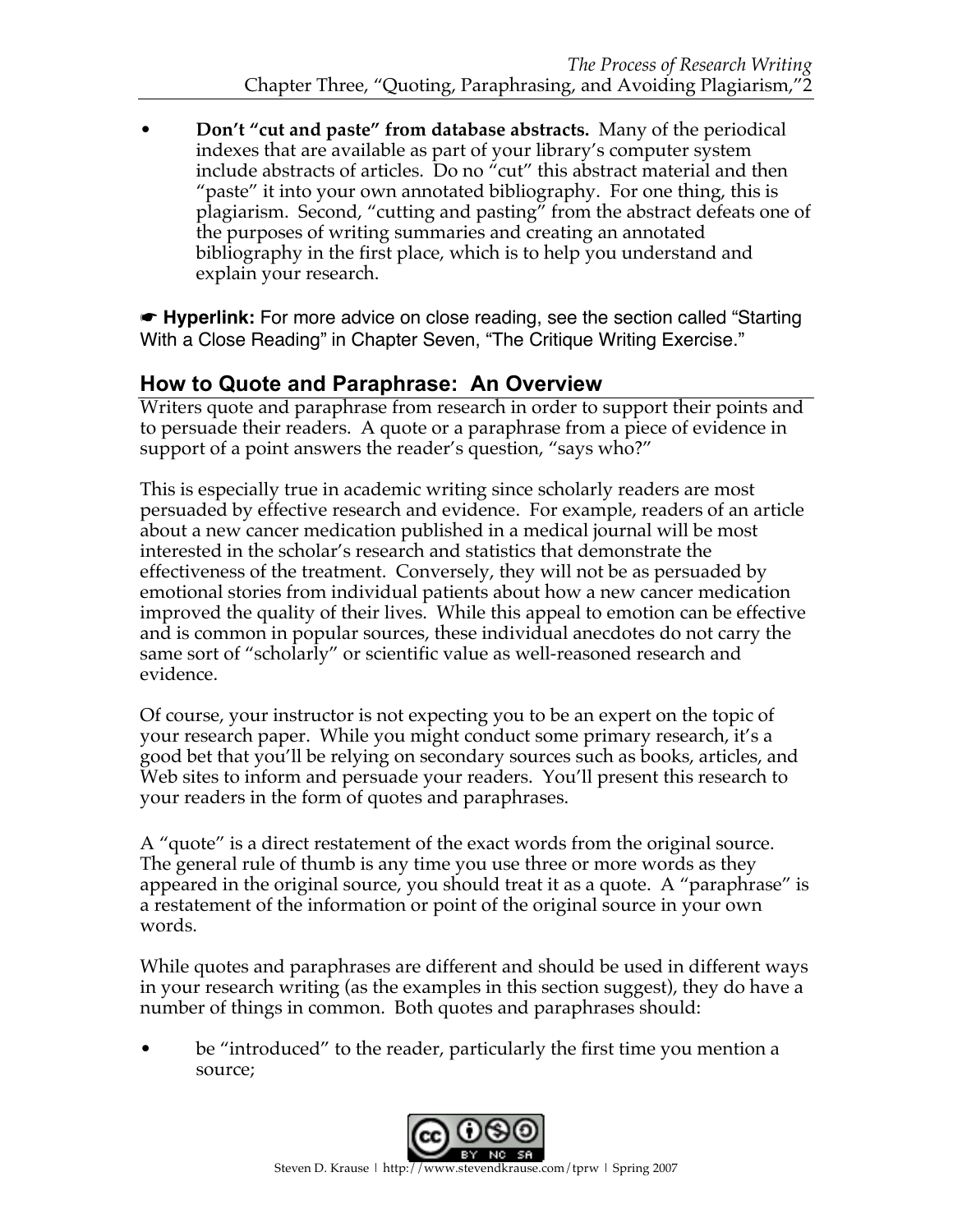- **Don't "cut and paste" from database abstracts.** Many of the periodical indexes that are available as part of your library's computer system include abstracts of articles. Do no "cut" this abstract material and then "paste" it into your own annotated bibliography. For one thing, this is plagiarism. Second, "cutting and pasting" from the abstract defeats one of the purposes of writing summaries and creating an annotated bibliography in the first place, which is to help you understand and explain your research.

☛ **Hyperlink:** For more advice on close reading, see the section called "Starting With a Close Reading" in Chapter Seven, "The Critique Writing Exercise."

## How to Quote and Paraphrase: An Overview

Writers quote and paraphrase from research in order to support their points and to persuade their readers. A quote or a paraphrase from a piece of evidence in support of a point answers the reader's question, "says who?"

This is especially true in academic writing since scholarly readers are most persuaded by effective research and evidence. For example, readers of an article about a new cancer medication published in a medical journal will be most interested in the scholar's research and statistics that demonstrate the effectiveness of the treatment. Conversely, they will not be as persuaded by emotional stories from individual patients about how a new cancer medication improved the quality of their lives. While this appeal to emotion can be effective and is common in popular sources, these individual anecdotes do not carry the same sort of "scholarly" or scientific value as well-reasoned research and evidence.

Of course, your instructor is not expecting you to be an expert on the topic of your research paper. While you might conduct some primary research, it's a good bet that you'll be relying on secondary sources such as books, articles, and Web sites to inform and persuade your readers. You'll present this research to your readers in the form of quotes and paraphrases.

A "quote" is a direct restatement of the exact words from the original source. The general rule of thumb is any time you use three or more words as they appeared in the original source, you should treat it as a quote. A "paraphrase" is a restatement of the information or point of the original source in your own words.

While quotes and paraphrases are different and should be used in different ways in your research writing (as the examples in this section suggest), they do have a number of things in common. Both quotes and paraphrases should:

- be "introduced" to the reader, particularly the first time you mention a source;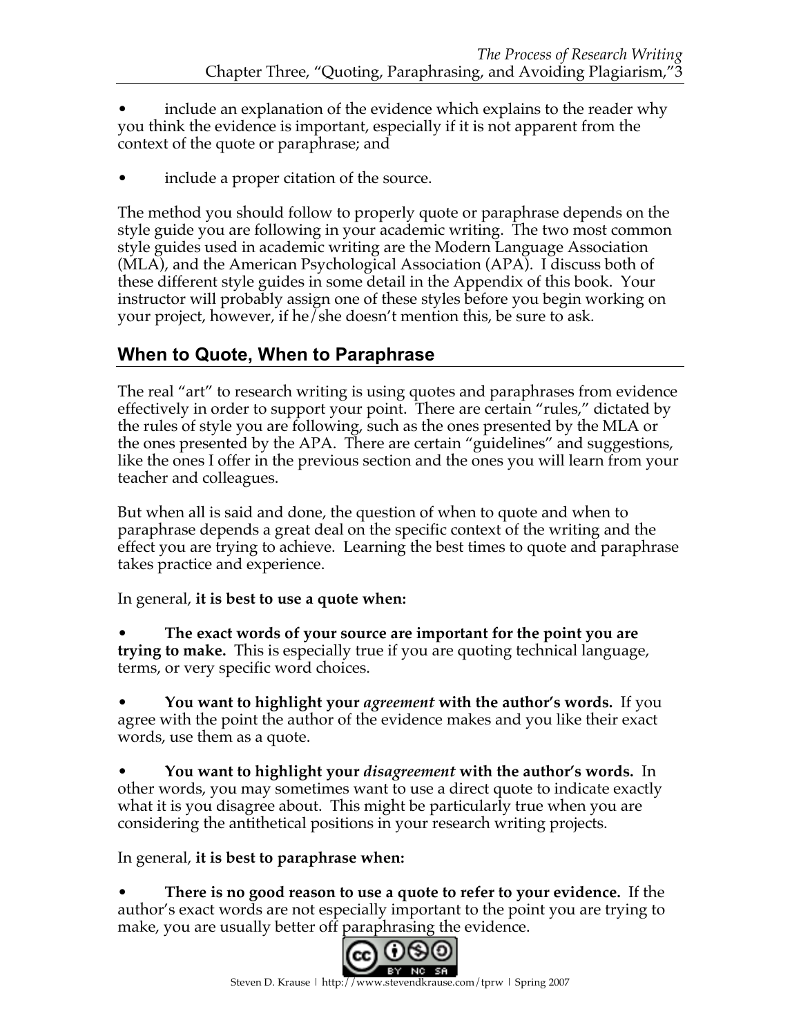- include an explanation of the evidence which explains to the reader why you think the evidence is important, especially if it is not apparent from the context of the quote or paraphrase; and

- include a proper citation of the source.

The method you should follow to properly quote or paraphrase depends on the style guide you are following in your academic writing. The two most common style guides used in academic writing are the Modern Language Association (MLA), and the American Psychological Association (APA). I discuss both of these different style guides in some detail in the Appendix of this book. Your instructor will probably assign one of these styles before you begin working on your project, however, if he/she doesn't mention this, be sure to ask.

## When to Quote, When to Paraphrase

The real "art" to research writing is using quotes and paraphrases from evidence effectively in order to support your point. There are certain "rules," dictated by the rules of style you are following, such as the ones presented by the MLA or the ones presented by the APA. There are certain "guidelines" and suggestions, like the ones I offer in the previous section and the ones you will learn from your teacher and colleagues.

But when all is said and done, the question of when to quote and when to paraphrase depends a great deal on the specific context of the writing and the effect you are trying to achieve. Learning the best times to quote and paraphrase takes practice and experience.

In general, **it is best to use a quote when:**

- **The exact words of your source are important for the point you are trying to make.** This is especially true if you are quoting technical language, terms, or very specific word choices.

- **You want to highlight your *agreement* with the author's words.** If you agree with the point the author of the evidence makes and you like their exact words, use them as a quote.

- **You want to highlight your *disagreement* with the author's words.** In other words, you may sometimes want to use a direct quote to indicate exactly what it is you disagree about. This might be particularly true when you are considering the antithetical positions in your research writing projects.

In general, **it is best to paraphrase when:**

- **There is no good reason to use a quote to refer to your evidence.** If the author's exact words are not especially important to the point you are trying to make, you are usually better off paraphrasing the evidence.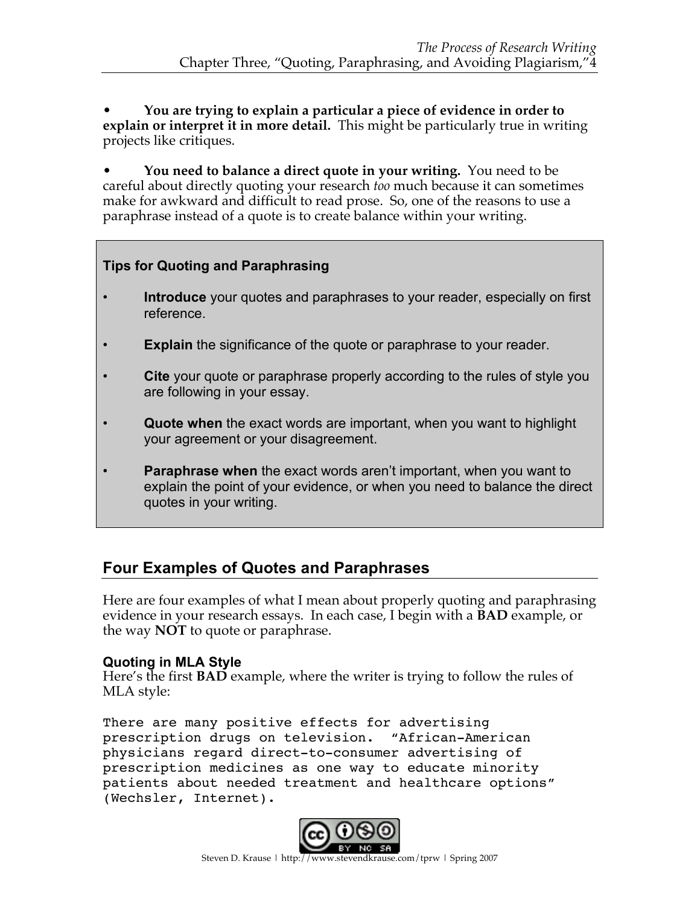- **You are trying to explain a particular a piece of evidence in order to explain or interpret it in more detail.** This might be particularly true in writing projects like critiques.

- **You need to balance a direct quote in your writing.** You need to be careful about directly quoting your research *too* much because it can sometimes make for awkward and difficult to read prose. So, one of the reasons to use a paraphrase instead of a quote is to create balance within your writing.

> **Tips for Quoting and Paraphrasing**
>
> - **Introduce** your quotes and paraphrases to your reader, especially on first reference.
> - **Explain** the significance of the quote or paraphrase to your reader.
> - **Cite** your quote or paraphrase properly according to the rules of style you are following in your essay.
> - **Quote when** the exact words are important, when you want to highlight your agreement or your disagreement.
> - **Paraphrase when** the exact words aren't important, when you want to explain the point of your evidence, or when you need to balance the direct quotes in your writing.

## Four Examples of Quotes and Paraphrases

Here are four examples of what I mean about properly quoting and paraphrasing evidence in your research essays. In each case, I begin with a **BAD** example, or the way **NOT** to quote or paraphrase.

### Quoting in MLA Style

Here's the first **BAD** example, where the writer is trying to follow the rules of MLA style:

```
There are many positive effects for advertising
prescription drugs on television.  "African-American
physicians regard direct-to-consumer advertising of
prescription medicines as one way to educate minority
patients about needed treatment and healthcare options"
(Wechsler, Internet).
```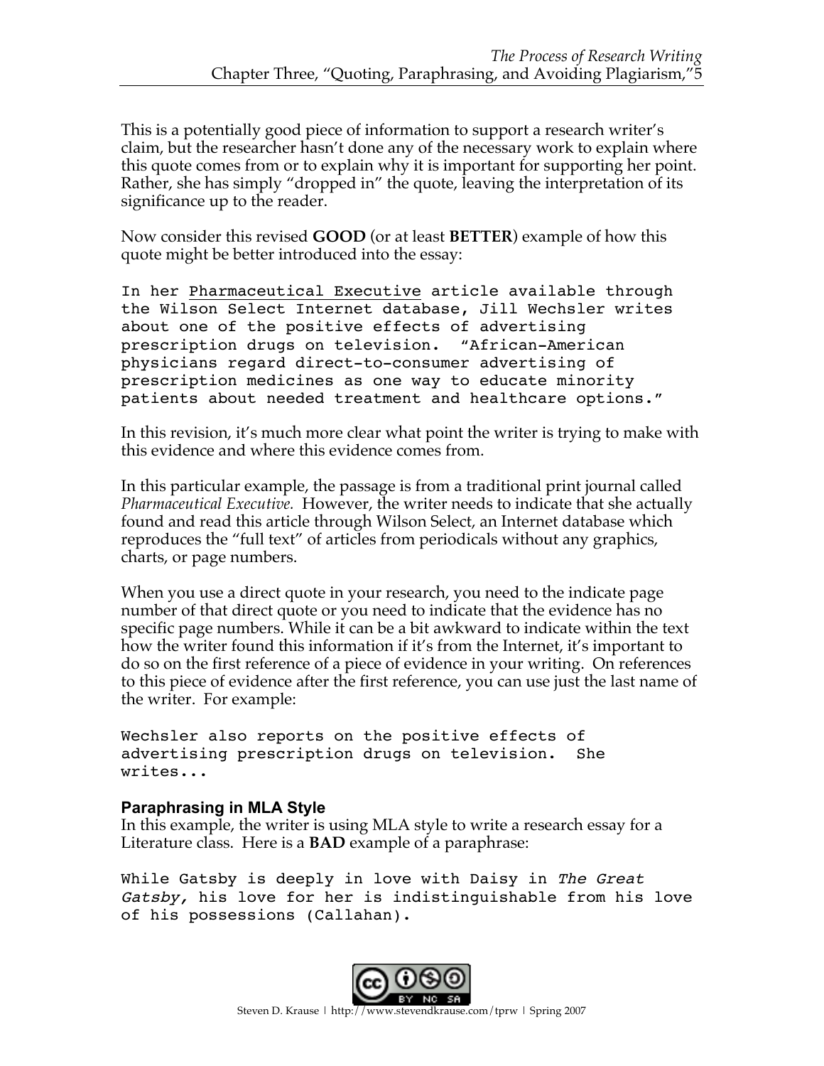This is a potentially good piece of information to support a research writer's claim, but the researcher hasn't done any of the necessary work to explain where this quote comes from or to explain why it is important for supporting her point. Rather, she has simply "dropped in" the quote, leaving the interpretation of its significance up to the reader.

Now consider this revised **GOOD** (or at least **BETTER**) example of how this quote might be better introduced into the essay:

```
In her Pharmaceutical Executive article available through
the Wilson Select Internet database, Jill Wechsler writes
about one of the positive effects of advertising
prescription drugs on television.  "African-American
physicians regard direct-to-consumer advertising of
prescription medicines as one way to educate minority
patients about needed treatment and healthcare options."
```

In this revision, it's much more clear what point the writer is trying to make with this evidence and where this evidence comes from.

In this particular example, the passage is from a traditional print journal called *Pharmaceutical Executive.* However, the writer needs to indicate that she actually found and read this article through Wilson Select, an Internet database which reproduces the "full text" of articles from periodicals without any graphics, charts, or page numbers.

When you use a direct quote in your research, you need to the indicate page number of that direct quote or you need to indicate that the evidence has no specific page numbers. While it can be a bit awkward to indicate within the text how the writer found this information if it's from the Internet, it's important to do so on the first reference of a piece of evidence in your writing. On references to this piece of evidence after the first reference, you can use just the last name of the writer. For example:

```
Wechsler also reports on the positive effects of
advertising prescription drugs on television.  She
writes...
```

### Paraphrasing in MLA Style

In this example, the writer is using MLA style to write a research essay for a Literature class. Here is a **BAD** example of a paraphrase:

```
While Gatsby is deeply in love with Daisy in The Great
Gatsby, his love for her is indistinguishable from his love
of his possessions (Callahan).
```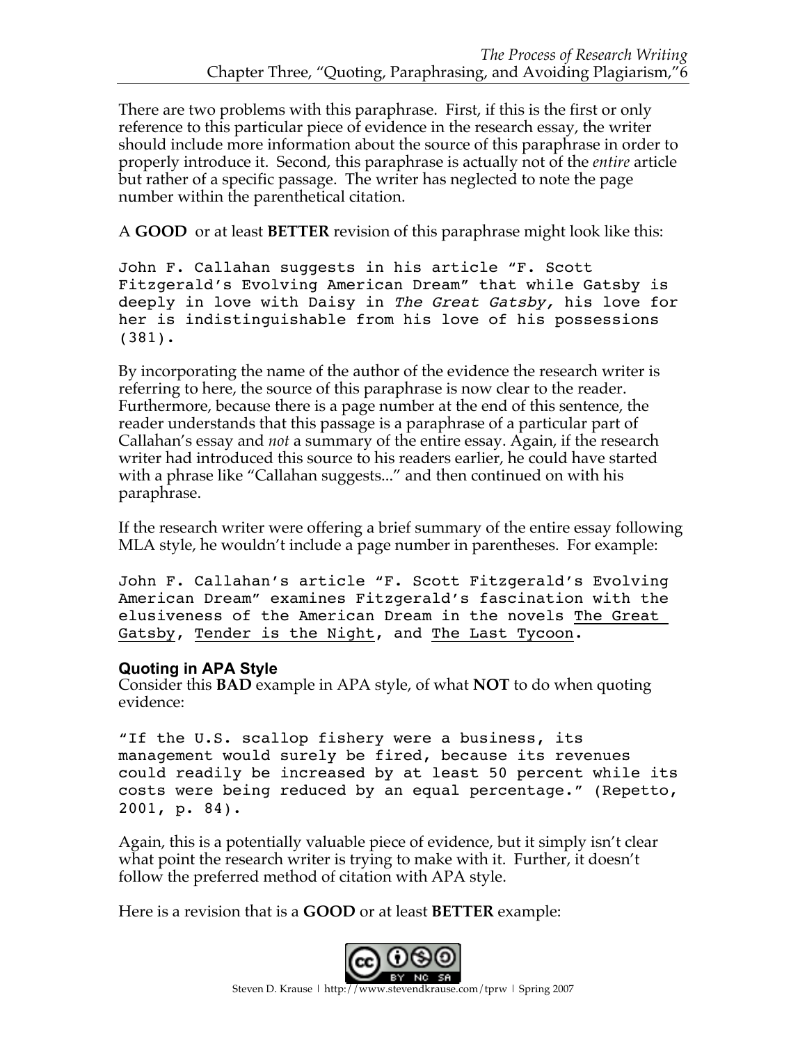There are two problems with this paraphrase. First, if this is the first or only reference to this particular piece of evidence in the research essay, the writer should include more information about the source of this paraphrase in order to properly introduce it. Second, this paraphrase is actually not of the *entire* article but rather of a specific passage. The writer has neglected to note the page number within the parenthetical citation.

A **GOOD** or at least **BETTER** revision of this paraphrase might look like this:

```
John F. Callahan suggests in his article "F. Scott
Fitzgerald's Evolving American Dream" that while Gatsby is
deeply in love with Daisy in The Great Gatsby, his love for
her is indistinguishable from his love of his possessions
(381).
```

By incorporating the name of the author of the evidence the research writer is referring to here, the source of this paraphrase is now clear to the reader. Furthermore, because there is a page number at the end of this sentence, the reader understands that this passage is a paraphrase of a particular part of Callahan's essay and *not* a summary of the entire essay. Again, if the research writer had introduced this source to his readers earlier, he could have started with a phrase like "Callahan suggests..." and then continued on with his paraphrase.

If the research writer were offering a brief summary of the entire essay following MLA style, he wouldn't include a page number in parentheses. For example:

```
John F. Callahan's article "F. Scott Fitzgerald's Evolving
American Dream" examines Fitzgerald's fascination with the
elusiveness of the American Dream in the novels The Great
Gatsby, Tender is the Night, and The Last Tycoon.
```

### Quoting in APA Style

Consider this **BAD** example in APA style, of what **NOT** to do when quoting evidence:

```
"If the U.S. scallop fishery were a business, its
management would surely be fired, because its revenues
could readily be increased by at least 50 percent while its
costs were being reduced by an equal percentage." (Repetto,
2001, p. 84).
```

Again, this is a potentially valuable piece of evidence, but it simply isn't clear what point the research writer is trying to make with it. Further, it doesn't follow the preferred method of citation with APA style.

Here is a revision that is a **GOOD** or at least **BETTER** example: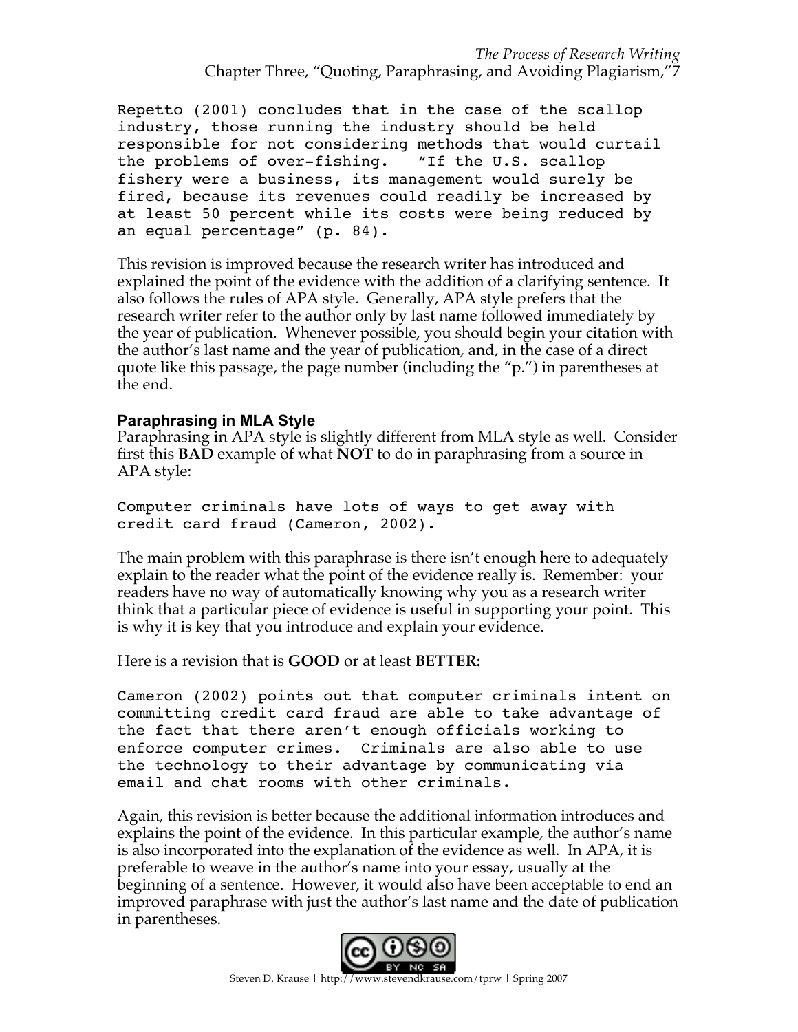```
Repetto (2001) concludes that in the case of the scallop
industry, those running the industry should be held
responsible for not considering methods that would curtail
the problems of over-fishing.   "If the U.S. scallop
fishery were a business, its management would surely be
fired, because its revenues could readily be increased by
at least 50 percent while its costs were being reduced by
an equal percentage" (p. 84).
```

This revision is improved because the research writer has introduced and explained the point of the evidence with the addition of a clarifying sentence. It also follows the rules of APA style. Generally, APA style prefers that the research writer refer to the author only by last name followed immediately by the year of publication. Whenever possible, you should begin your citation with the author's last name and the year of publication, and, in the case of a direct quote like this passage, the page number (including the "p.") in parentheses at the end.

### Paraphrasing in MLA Style

Paraphrasing in APA style is slightly different from MLA style as well. Consider first this **BAD** example of what **NOT** to do in paraphrasing from a source in APA style:

```
Computer criminals have lots of ways to get away with
credit card fraud (Cameron, 2002).
```

The main problem with this paraphrase is there isn't enough here to adequately explain to the reader what the point of the evidence really is. Remember: your readers have no way of automatically knowing why you as a research writer think that a particular piece of evidence is useful in supporting your point. This is why it is key that you introduce and explain your evidence.

Here is a revision that is **GOOD** or at least **BETTER:**

```
Cameron (2002) points out that computer criminals intent on
committing credit card fraud are able to take advantage of
the fact that there aren't enough officials working to
enforce computer crimes.  Criminals are also able to use
the technology to their advantage by communicating via
email and chat rooms with other criminals.
```

Again, this revision is better because the additional information introduces and explains the point of the evidence. In this particular example, the author's name is also incorporated into the explanation of the evidence as well. In APA, it is preferable to weave in the author's name into your essay, usually at the beginning of a sentence. However, it would also have been acceptable to end an improved paraphrase with just the author's last name and the date of publication in parentheses.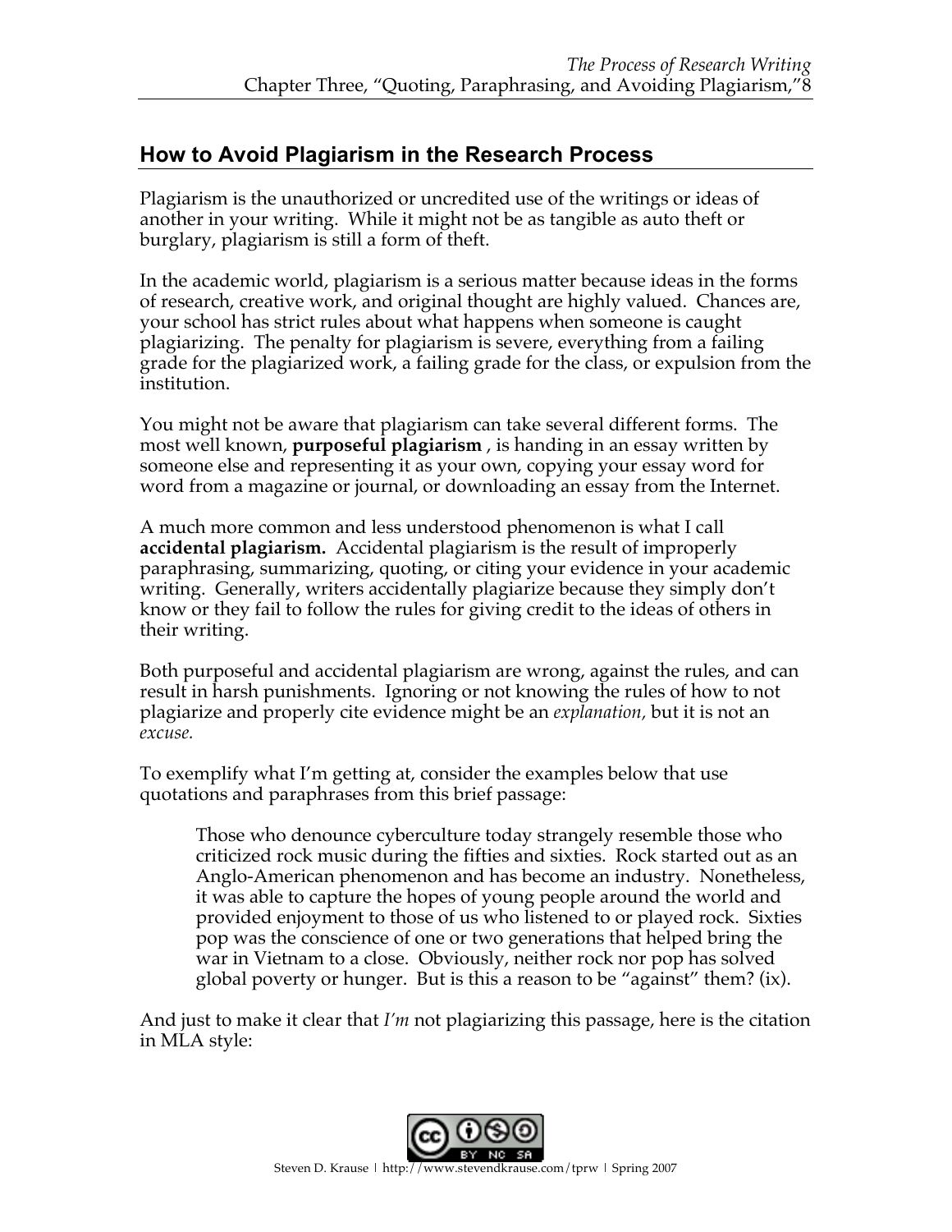## How to Avoid Plagiarism in the Research Process

Plagiarism is the unauthorized or uncredited use of the writings or ideas of another in your writing. While it might not be as tangible as auto theft or burglary, plagiarism is still a form of theft.

In the academic world, plagiarism is a serious matter because ideas in the forms of research, creative work, and original thought are highly valued. Chances are, your school has strict rules about what happens when someone is caught plagiarizing. The penalty for plagiarism is severe, everything from a failing grade for the plagiarized work, a failing grade for the class, or expulsion from the institution.

You might not be aware that plagiarism can take several different forms. The most well known, **purposeful plagiarism** , is handing in an essay written by someone else and representing it as your own, copying your essay word for word from a magazine or journal, or downloading an essay from the Internet.

A much more common and less understood phenomenon is what I call **accidental plagiarism.** Accidental plagiarism is the result of improperly paraphrasing, summarizing, quoting, or citing your evidence in your academic writing. Generally, writers accidentally plagiarize because they simply don't know or they fail to follow the rules for giving credit to the ideas of others in their writing.

Both purposeful and accidental plagiarism are wrong, against the rules, and can result in harsh punishments. Ignoring or not knowing the rules of how to not plagiarize and properly cite evidence might be an *explanation,* but it is not an *excuse.*

To exemplify what I'm getting at, consider the examples below that use quotations and paraphrases from this brief passage:

> Those who denounce cyberculture today strangely resemble those who criticized rock music during the fifties and sixties. Rock started out as an Anglo-American phenomenon and has become an industry. Nonetheless, it was able to capture the hopes of young people around the world and provided enjoyment to those of us who listened to or played rock. Sixties pop was the conscience of one or two generations that helped bring the war in Vietnam to a close. Obviously, neither rock nor pop has solved global poverty or hunger. But is this a reason to be "against" them? (ix).

And just to make it clear that *I'm* not plagiarizing this passage, here is the citation in MLA style: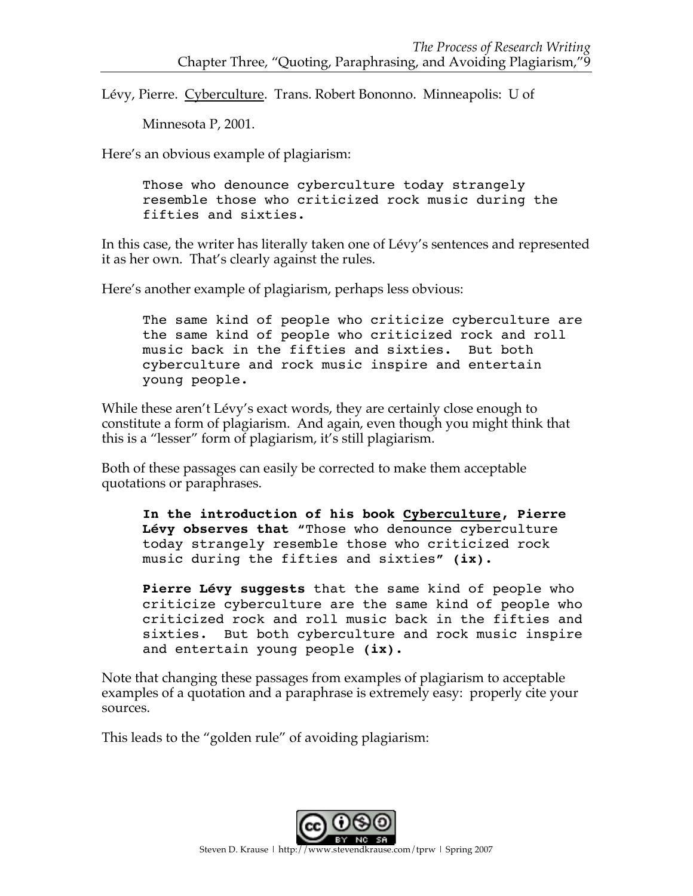Lévy, Pierre. <u>Cyberculture</u>. Trans. Robert Bononno. Minneapolis: U of Minnesota P, 2001.

Here's an obvious example of plagiarism:

> Those who denounce cyberculture today strangely resemble those who criticized rock music during the fifties and sixties.

In this case, the writer has literally taken one of Lévy's sentences and represented it as her own. That's clearly against the rules.

Here's another example of plagiarism, perhaps less obvious:

> The same kind of people who criticize cyberculture are the same kind of people who criticized rock and roll music back in the fifties and sixties. But both cyberculture and rock music inspire and entertain young people.

While these aren't Lévy's exact words, they are certainly close enough to constitute a form of plagiarism. And again, even though you might think that this is a "lesser" form of plagiarism, it's still plagiarism.

Both of these passages can easily be corrected to make them acceptable quotations or paraphrases.

> **In the introduction of his book <u>Cyberculture</u>, Pierre Lévy observes that "**Those who denounce cyberculture today strangely resemble those who criticized rock music during the fifties and sixties**" (ix).**
>
> **Pierre Lévy suggests** that the same kind of people who criticize cyberculture are the same kind of people who criticized rock and roll music back in the fifties and sixties. But both cyberculture and rock music inspire and entertain young people **(ix).**

Note that changing these passages from examples of plagiarism to acceptable examples of a quotation and a paraphrase is extremely easy: properly cite your sources.

This leads to the "golden rule" of avoiding plagiarism: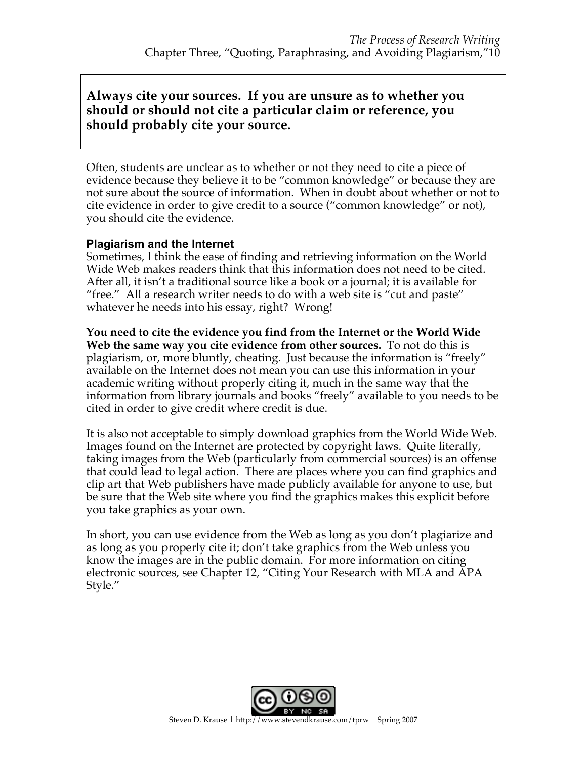**Always cite your sources. If you are unsure as to whether you should or should not cite a particular claim or reference, you should probably cite your source.**

Often, students are unclear as to whether or not they need to cite a piece of evidence because they believe it to be "common knowledge" or because they are not sure about the source of information. When in doubt about whether or not to cite evidence in order to give credit to a source ("common knowledge" or not), you should cite the evidence.

### Plagiarism and the Internet

Sometimes, I think the ease of finding and retrieving information on the World Wide Web makes readers think that this information does not need to be cited. After all, it isn't a traditional source like a book or a journal; it is available for "free." All a research writer needs to do with a web site is "cut and paste" whatever he needs into his essay, right? Wrong!

**You need to cite the evidence you find from the Internet or the World Wide Web the same way you cite evidence from other sources.** To not do this is plagiarism, or, more bluntly, cheating. Just because the information is "freely" available on the Internet does not mean you can use this information in your academic writing without properly citing it, much in the same way that the information from library journals and books "freely" available to you needs to be cited in order to give credit where credit is due.

It is also not acceptable to simply download graphics from the World Wide Web. Images found on the Internet are protected by copyright laws. Quite literally, taking images from the Web (particularly from commercial sources) is an offense that could lead to legal action. There are places where you can find graphics and clip art that Web publishers have made publicly available for anyone to use, but be sure that the Web site where you find the graphics makes this explicit before you take graphics as your own.

In short, you can use evidence from the Web as long as you don't plagiarize and as long as you properly cite it; don't take graphics from the Web unless you know the images are in the public domain. For more information on citing electronic sources, see Chapter 12, "Citing Your Research with MLA and APA Style."